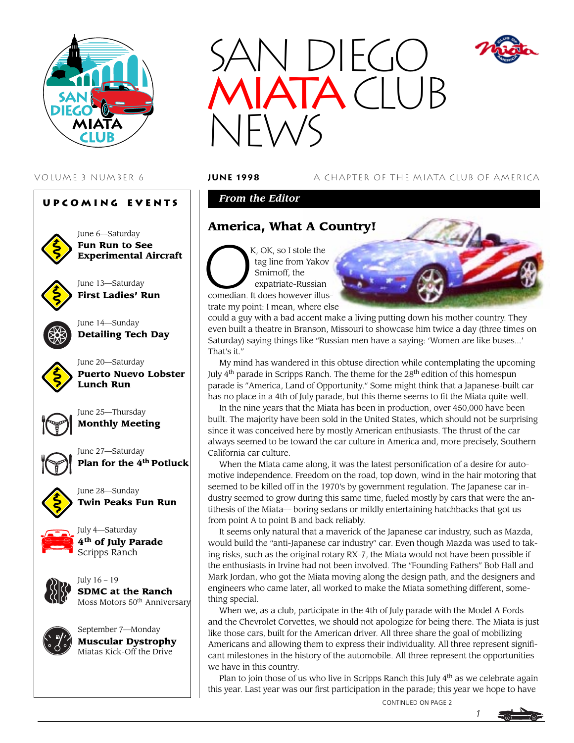# SAN DIEGO MIATA CLUB NEWS

VOLUME 3 NUMBER 6 — **JUNE 1998** — A CHAPTER OF THE MIATA CLUB OF AMERICA

## UPCOMING EVENTS

June 6—Saturday
**Fun Run to See Experimental Aircraft**

June 13—Saturday
**First Ladies' Run**

June 14—Sunday
**Detailing Tech Day**

June 20—Saturday
**Puerto Nuevo Lobster Lunch Run**

June 25—Thursday
**Monthly Meeting**

June 27—Saturday
**Plan for the 4th Potluck**

June 28—Sunday
**Twin Peaks Fun Run**

July 4—Saturday
**4th of July Parade**
Scripps Ranch

July 16 – 19
**SDMC at the Ranch**
Moss Motors 50th Anniversary

September 7—Monday
**Muscular Dystrophy**
Miatas Kick-Off the Drive

***From the Editor***

## America, What A Country!

OK, OK, so I stole the tag line from Yakov Smirnoff, the expatriate-Russian comedian. It does however illustrate my point: I mean, where else could a guy with a bad accent make a living putting down his mother country. They even built a theatre in Branson, Missouri to showcase him twice a day (three times on Saturday) saying things like "Russian men have a saying: 'Women are like buses...' That's it."

My mind has wandered in this obtuse direction while contemplating the upcoming July 4th parade in Scripps Ranch. The theme for the 28th edition of this homespun parade is "America, Land of Opportunity." Some might think that a Japanese-built car has no place in a 4th of July parade, but this theme seems to fit the Miata quite well.

In the nine years that the Miata has been in production, over 450,000 have been built. The majority have been sold in the United States, which should not be surprising since it was conceived here by mostly American enthusiasts. The thrust of the car always seemed to be toward the car culture in America and, more precisely, Southern California car culture.

When the Miata came along, it was the latest personification of a desire for automotive independence. Freedom on the road, top down, wind in the hair motoring that seemed to be killed off in the 1970's by government regulation. The Japanese car industry seemed to grow during this same time, fueled mostly by cars that were the antithesis of the Miata— boring sedans or mildly entertaining hatchbacks that got us from point A to point B and back reliably.

It seems only natural that a maverick of the Japanese car industry, such as Mazda, would build the "anti-Japanese car industry" car. Even though Mazda was used to taking risks, such as the original rotary RX-7, the Miata would not have been possible if the enthusiasts in Irvine had not been involved. The "Founding Fathers" Bob Hall and Mark Jordan, who got the Miata moving along the design path, and the designers and engineers who came later, all worked to make the Miata something different, something special.

When we, as a club, participate in the 4th of July parade with the Model A Fords and the Chevrolet Corvettes, we should not apologize for being there. The Miata is just like those cars, built for the American driver. All three share the goal of mobilizing Americans and allowing them to express their individuality. All three represent significant milestones in the history of the automobile. All three represent the opportunities we have in this country.

Plan to join those of us who live in Scripps Ranch this July 4th as we celebrate again this year. Last year was our first participation in the parade; this year we hope to have

CONTINUED ON PAGE 2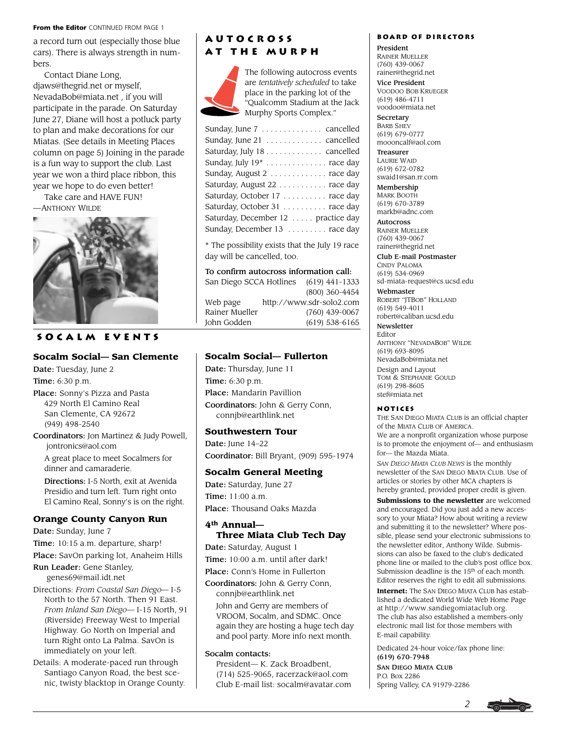**From the Editor** CONTINUED FROM PAGE 1

a record turn out (especially those blue cars). There is always strength in numbers.

Contact Diane Long, djaws@thegrid.net or myself, NevadaBob@miata.net , if you will participate in the parade. On Saturday June 27, Diane will host a potluck party to plan and make decorations for our Miatas. (See details in Meeting Places column on page 5) Joining in the parade is a fun way to support the club. Last year we won a third place ribbon, this year we hope to do even better!

Take care and HAVE FUN!

—ANTHONY WILDE

## AUTOCROSS AT THE MURPH

The following autocross events are *tentatively scheduled* to take place in the parking lot of the "Qualcomm Stadium at the Jack Murphy Sports Complex."

| | |
|---|---|
| Sunday, June 7 | cancelled |
| Sunday, June 21 | cancelled |
| Saturday, July 18 | cancelled |
| Sunday, July 19* | race day |
| Sunday, August 2 | race day |
| Saturday, August 22 | race day |
| Saturday, October 17 | race day |
| Saturday, October 31 | race day |
| Saturday, December 12 | practice day |
| Sunday, December 13 | race day |

\* The possibility exists that the July 19 race day will be cancelled, too.

To confirm autocross information call:

| | |
|---|---|
| San Diego SCCA Hotlines | (619) 441-1333 |
| | (800) 360-4454 |
| Web page | http://www.sdr-solo2.com |
| Rainer Mueller | (760) 439-0067 |
| John Godden | (619) 538-6165 |

## BOARD OF DIRECTORS

**President**
RAINER MUELLER
(760) 439-0067
rainer@thegrid.net

**Vice President**
VOODOO BOB KRUEGER
(619) 486-4711
voodoo@miata.net

**Secretary**
BARB SHEV
(619) 679-0777
moooncalf@aol.com

**Treasurer**
LAURIE WAID
(619) 672-0782
swaid1@san.rr.com

**Membership**
MARK BOOTH
(619) 670-3789
markb@adnc.com

**Autocross**
RAINER MUELLER
(760) 439-0067
rainer@thegrid.net

**Club E-mail Postmaster**
CINDY PALOMA
(619) 534-0969
sd-miata-request@cs.ucsd.edu

**Webmaster**
ROBERT "JTBOB" HOLLAND
(619) 549-4011
robert@caliban.ucsd.edu

**Newsletter**
Editor
ANTHONY "NEVADABOB" WILDE
(619) 693-8095
NevadaBob@miata.net

Design and Layout
TOM & STEPHANIE GOULD
(619) 298-8605
stef@miata.net

## NOTICES

THE SAN DIEGO MIATA CLUB is an official chapter of the MIATA CLUB OF AMERICA.

We are a nonprofit organization whose purpose is to promote the enjoyment of— and enthusiasm for— the Mazda Miata.

*SAN DIEGO MIATA CLUB NEWS* is the monthly newsletter of the SAN DIEGO MIATA CLUB. Use of articles or stories by other MCA chapters is hereby granted, provided proper credit is given.

**Submissions to the newsletter** are welcomed and encouraged. Did you just add a new accessory to your Miata? How about writing a review and submitting it to the newsletter? Where possible, please send your electronic submissions to the newsletter editor, Anthony Wilde. Submissions can also be faxed to the club's dedicated phone line or mailed to the club's post office box. Submission deadline is the 15th of each month. Editor reserves the right to edit all submissions.

**Internet:** The SAN DIEGO MIATA CLUB has established a dedicated World Wide Web Home Page at http://www.sandiegomiataclub.org. The club has also established a members-only electronic mail list for those members with E-mail capability.

Dedicated 24-hour voice/fax phone line:
**(619) 670-7948**
**SAN DIEGO MIATA CLUB**
P.O. Box 2286
Spring Valley, CA 91979-2286

## SOCALM EVENTS

### Socalm Social— San Clemente

**Date:** Tuesday, June 2
**Time:** 6:30 p.m.
**Place:** Sonny's Pizza and Pasta
429 North El Camino Real
San Clemente, CA 92672
(949) 498-2540
**Coordinators:** Jon Martinez & Judy Powell, jontronics@aol.com

A great place to meet Socalmers for dinner and camaraderie.

**Directions:** I-5 North, exit at Avenida Presidio and turn left. Turn right onto El Camino Real, Sonny's is on the right.

### Orange County Canyon Run

**Date:** Sunday, June 7
**Time:** 10:15 a.m. departure, sharp!
**Place:** SavOn parking lot, Anaheim Hills
**Run Leader:** Gene Stanley, genes69@mail.idt.net

Directions: *From Coastal San Diego*— I-5 North to the 57 North. Then 91 East. *From Inland San Diego*— I-15 North, 91 (Riverside) Freeway West to Imperial Highway. Go North on Imperial and turn Right onto La Palma. SavOn is immediately on your left.

Details: A moderate-paced run through Santiago Canyon Road, the best scenic, twisty blacktop in Orange County.

### Socalm Social— Fullerton

**Date:** Thursday, June 11
**Time:** 6:30 p.m.
**Place:** Mandarin Pavillion
**Coordinators:** John & Gerry Conn, connjb@earthlink.net

### Southwestern Tour

**Date:** June 14–22
**Coordinator:** Bill Bryant, (909) 595-1974

### Socalm General Meeting

**Date:** Saturday, June 27
**Time:** 11:00 a.m.
**Place:** Thousand Oaks Mazda

### 4th Annual— Three Miata Club Tech Day

**Date:** Saturday, August 1
**Time:** 10:00 a.m. until after dark!
**Place:** Conn's Home in Fullerton
**Coordinators:** John & Gerry Conn, connjb@earthlink.net

John and Gerry are members of VROOM, Socalm, and SDMC. Once again they are hosting a huge tech day and pool party. More info next month.

**Socalm contacts:**
President— K. Zack Broadbent, (714) 525-9065, racerzack@aol.com
Club E-mail list: socalm@avatar.com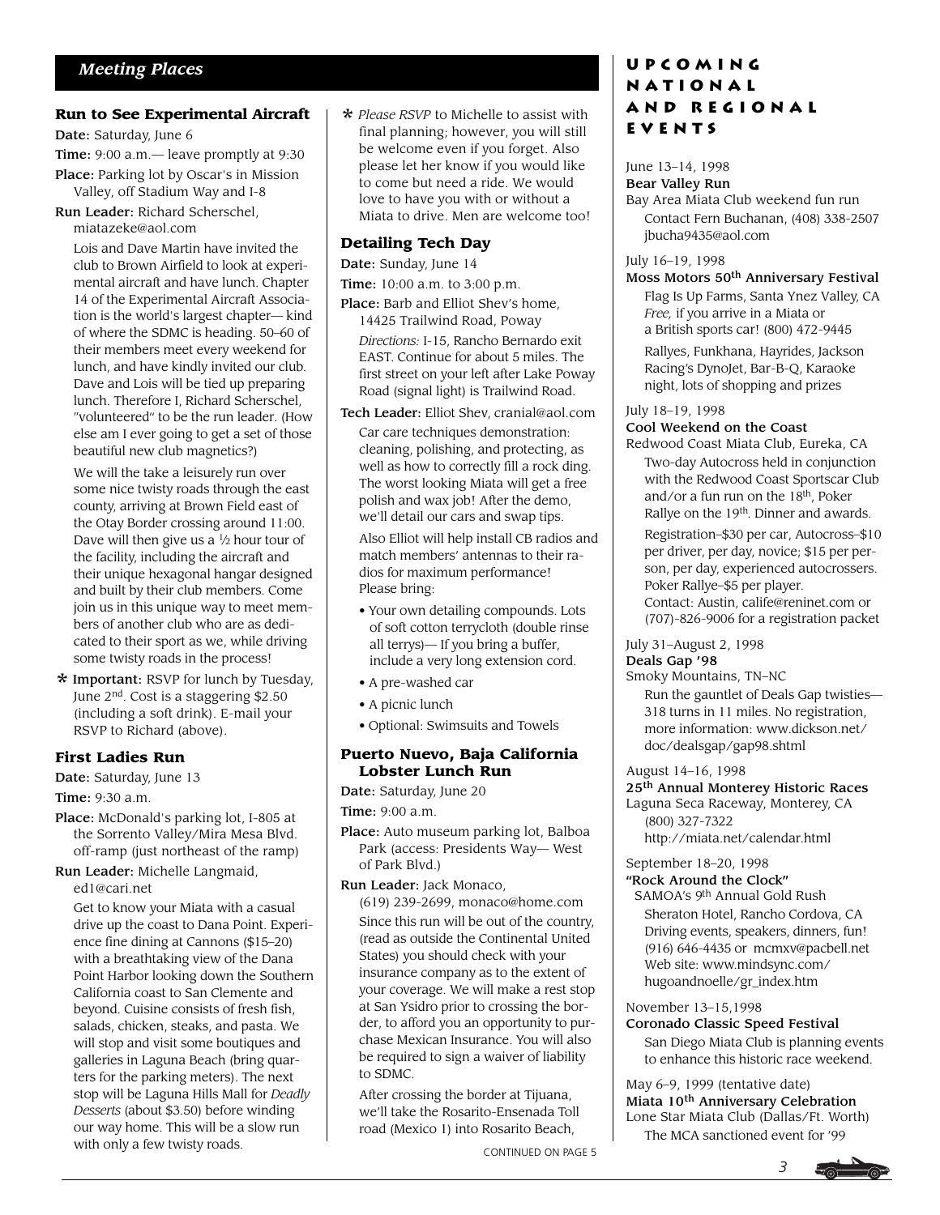## Meeting Places

### Run to See Experimental Aircraft

**Date:** Saturday, June 6

**Time:** 9:00 a.m.— leave promptly at 9:30

**Place:** Parking lot by Oscar's in Mission Valley, off Stadium Way and I-8

**Run Leader:** Richard Scherschel, miatazeke@aol.com

Lois and Dave Martin have invited the club to Brown Airfield to look at experimental aircraft and have lunch. Chapter 14 of the Experimental Aircraft Association is the world's largest chapter— kind of where the SDMC is heading. 50–60 of their members meet every weekend for lunch, and have kindly invited our club. Dave and Lois will be tied up preparing lunch. Therefore I, Richard Scherschel, "volunteered" to be the run leader. (How else am I ever going to get a set of those beautiful new club magnetics?)

We will the take a leisurely run over some nice twisty roads through the east county, arriving at Brown Field east of the Otay Border crossing around 11:00. Dave will then give us a ½ hour tour of the facility, including the aircraft and their unique hexagonal hangar designed and built by their club members. Come join us in this unique way to meet members of another club who are as dedicated to their sport as we, while driving some twisty roads in the process!

* **Important:** RSVP for lunch by Tuesday, June 2nd. Cost is a staggering $2.50 (including a soft drink). E-mail your RSVP to Richard (above).

### First Ladies Run

**Date:** Saturday, June 13

**Time:** 9:30 a.m.

**Place:** McDonald's parking lot, I-805 at the Sorrento Valley/Mira Mesa Blvd. off-ramp (just northeast of the ramp)

**Run Leader:** Michelle Langmaid, ed1@cari.net

Get to know your Miata with a casual drive up the coast to Dana Point. Experience fine dining at Cannons ($15–20) with a breathtaking view of the Dana Point Harbor looking down the Southern California coast to San Clemente and beyond. Cuisine consists of fresh fish, salads, chicken, steaks, and pasta. We will stop and visit some boutiques and galleries in Laguna Beach (bring quarters for the parking meters). The next stop will be Laguna Hills Mall for *Deadly Desserts* (about $3.50) before winding our way home. This will be a slow run with only a few twisty roads.

* *Please RSVP* to Michelle to assist with final planning; however, you will still be welcome even if you forget. Also please let her know if you would like to come but need a ride. We would love to have you with or without a Miata to drive. Men are welcome too!

### Detailing Tech Day

**Date:** Sunday, June 14

**Time:** 10:00 a.m. to 3:00 p.m.

**Place:** Barb and Elliot Shev's home, 14425 Trailwind Road, Poway

*Directions:* I-15, Rancho Bernardo exit EAST. Continue for about 5 miles. The first street on your left after Lake Poway Road (signal light) is Trailwind Road.

**Tech Leader:** Elliot Shev, cranial@aol.com

Car care techniques demonstration: cleaning, polishing, and protecting, as well as how to correctly fill a rock ding. The worst looking Miata will get a free polish and wax job! After the demo, we'll detail our cars and swap tips.

Also Elliot will help install CB radios and match members' antennas to their radios for maximum performance! Please bring:

- Your own detailing compounds. Lots of soft cotton terrycloth (double rinse all terrys)— If you bring a buffer, include a very long extension cord.
- A pre-washed car
- A picnic lunch
- Optional: Swimsuits and Towels

### Puerto Nuevo, Baja California Lobster Lunch Run

**Date:** Saturday, June 20

**Time:** 9:00 a.m.

**Place:** Auto museum parking lot, Balboa Park (access: Presidents Way— West of Park Blvd.)

**Run Leader:** Jack Monaco, (619) 239-2699, monaco@home.com

Since this run will be out of the country, (read as outside the Continental United States) you should check with your insurance company as to the extent of your coverage. We will make a rest stop at San Ysidro prior to crossing the border, to afford you an opportunity to purchase Mexican Insurance. You will also be required to sign a waiver of liability to SDMC.

After crossing the border at Tijuana, we'll take the Rosarito-Ensenada Toll road (Mexico 1) into Rosarito Beach,

CONTINUED ON PAGE 5

## Upcoming National and Regional Events

June 13–14, 1998
**Bear Valley Run**
Bay Area Miata Club weekend fun run
Contact Fern Buchanan, (408) 338-2507 jbucha9435@aol.com

July 16–19, 1998
**Moss Motors 50th Anniversary Festival**
Flag Is Up Farms, Santa Ynez Valley, CA
*Free,* if you arrive in a Miata or a British sports car! (800) 472-9445

Rallyes, Funkhana, Hayrides, Jackson Racing's DynoJet, Bar-B-Q, Karaoke night, lots of shopping and prizes

July 18–19, 1998
**Cool Weekend on the Coast**
Redwood Coast Miata Club, Eureka, CA
Two-day Autocross held in conjunction with the Redwood Coast Sportscar Club and/or a fun run on the 18th, Poker Rallye on the 19th. Dinner and awards.

Registration–$30 per car, Autocross–$10 per driver, per day, novice; $15 per person, per day, experienced autocrossers. Poker Rallye–$5 per player.
Contact: Austin, calife@reninet.com or (707)-826-9006 for a registration packet

July 31–August 2, 1998
**Deals Gap '98**
Smoky Mountains, TN–NC
Run the gauntlet of Deals Gap twisties— 318 turns in 11 miles. No registration, more information: www.dickson.net/doc/dealsgap/gap98.shtml

August 14–16, 1998
**25th Annual Monterey Historic Races**
Laguna Seca Raceway, Monterey, CA
(800) 327-7322
http://miata.net/calendar.html

September 18–20, 1998
**"Rock Around the Clock"**
SAMOA's 9th Annual Gold Rush
Sheraton Hotel, Rancho Cordova, CA
Driving events, speakers, dinners, fun!
(916) 646-4435 or mcmxv@pacbell.net
Web site: www.mindsync.com/hugoandnoelle/gr_index.htm

November 13–15,1998
**Coronado Classic Speed Festival**
San Diego Miata Club is planning events to enhance this historic race weekend.

May 6–9, 1999 (tentative date)
**Miata 10th Anniversary Celebration**
Lone Star Miata Club (Dallas/Ft. Worth)
The MCA sanctioned event for '99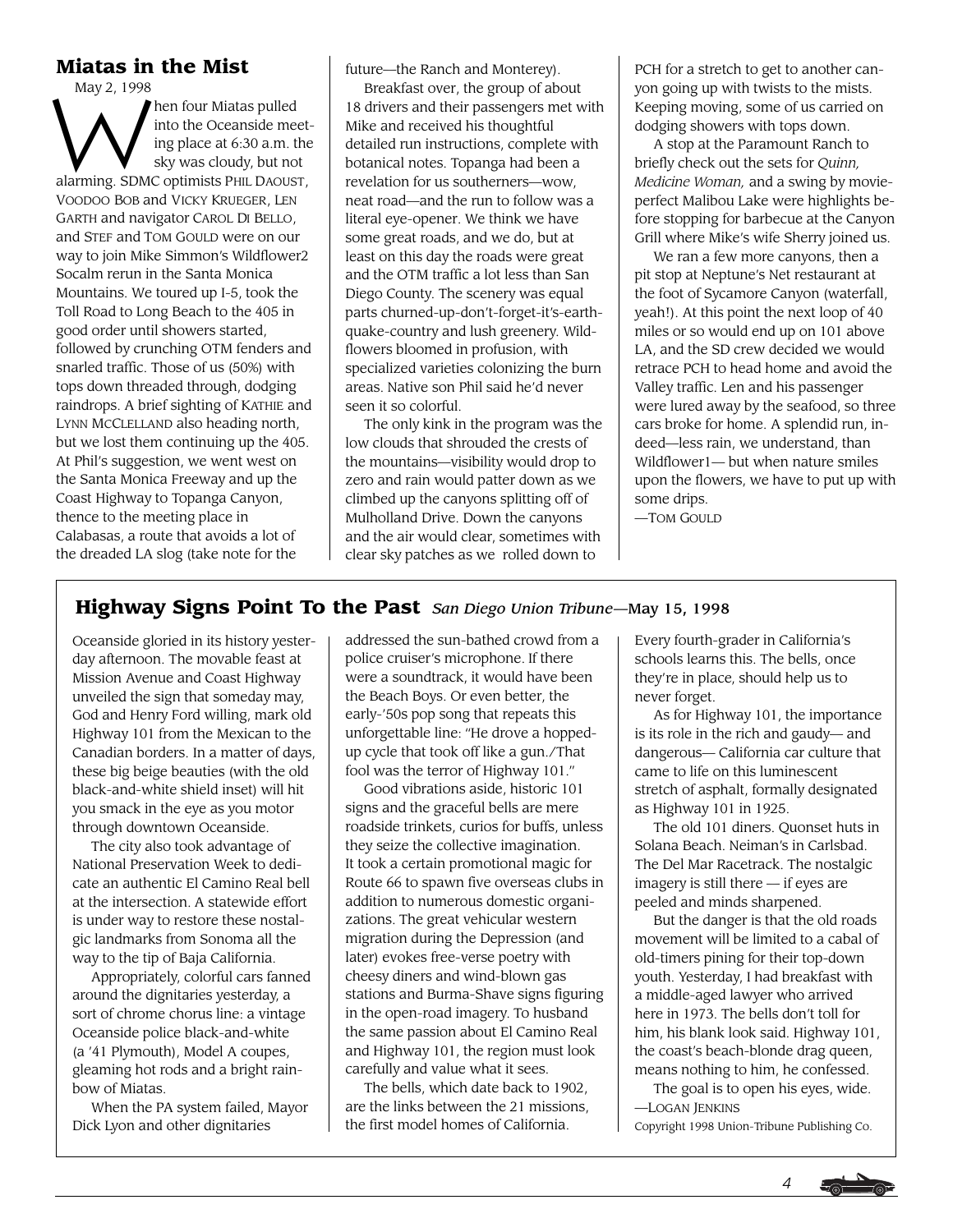## Miatas in the Mist

May 2, 1998

When four Miatas pulled into the Oceanside meeting place at 6:30 a.m. the sky was cloudy, but not alarming. SDMC optimists PHIL DAOUST, VOODOO BOB and VICKY KRUEGER, LEN GARTH and navigator CAROL DI BELLO, and STEF and TOM GOULD were on our way to join Mike Simmon's Wildflower2 Socalm rerun in the Santa Monica Mountains. We toured up I-5, took the Toll Road to Long Beach to the 405 in good order until showers started, followed by crunching OTM fenders and snarled traffic. Those of us (50%) with tops down threaded through, dodging raindrops. A brief sighting of KATHIE and LYNN MCCLELLAND also heading north, but we lost them continuing up the 405. At Phil's suggestion, we went west on the Santa Monica Freeway and up the Coast Highway to Topanga Canyon, thence to the meeting place in Calabasas, a route that avoids a lot of the dreaded LA slog (take note for the future—the Ranch and Monterey).

Breakfast over, the group of about 18 drivers and their passengers met with Mike and received his thoughtful detailed run instructions, complete with botanical notes. Topanga had been a revelation for us southerners—wow, neat road—and the run to follow was a literal eye-opener. We think we have some great roads, and we do, but at least on this day the roads were great and the OTM traffic a lot less than San Diego County. The scenery was equal parts churned-up-don't-forget-it's-earthquake-country and lush greenery. Wildflowers bloomed in profusion, with specialized varieties colonizing the burn areas. Native son Phil said he'd never seen it so colorful.

The only kink in the program was the low clouds that shrouded the crests of the mountains—visibility would drop to zero and rain would patter down as we climbed up the canyons splitting off of Mulholland Drive. Down the canyons and the air would clear, sometimes with clear sky patches as we rolled down to PCH for a stretch to get to another canyon going up with twists to the mists. Keeping moving, some of us carried on dodging showers with tops down.

A stop at the Paramount Ranch to briefly check out the sets for *Quinn, Medicine Woman,* and a swing by movie-perfect Malibou Lake were highlights before stopping for barbecue at the Canyon Grill where Mike's wife Sherry joined us.

We ran a few more canyons, then a pit stop at Neptune's Net restaurant at the foot of Sycamore Canyon (waterfall, yeah!). At this point the next loop of 40 miles or so would end up on 101 above LA, and the SD crew decided we would retrace PCH to head home and avoid the Valley traffic. Len and his passenger were lured away by the seafood, so three cars broke for home. A splendid run, indeed—less rain, we understand, than Wildflower1— but when nature smiles upon the flowers, we have to put up with some drips.

—TOM GOULD

## Highway Signs Point To the Past *San Diego Union Tribune*—May 15, 1998

Oceanside gloried in its history yesterday afternoon. The movable feast at Mission Avenue and Coast Highway unveiled the sign that someday may, God and Henry Ford willing, mark old Highway 101 from the Mexican to the Canadian borders. In a matter of days, these big beige beauties (with the old black-and-white shield inset) will hit you smack in the eye as you motor through downtown Oceanside.

The city also took advantage of National Preservation Week to dedicate an authentic El Camino Real bell at the intersection. A statewide effort is under way to restore these nostalgic landmarks from Sonoma all the way to the tip of Baja California.

Appropriately, colorful cars fanned around the dignitaries yesterday, a sort of chrome chorus line: a vintage Oceanside police black-and-white (a '41 Plymouth), Model A coupes, gleaming hot rods and a bright rainbow of Miatas.

When the PA system failed, Mayor Dick Lyon and other dignitaries addressed the sun-bathed crowd from a police cruiser's microphone. If there were a soundtrack, it would have been the Beach Boys. Or even better, the early-'50s pop song that repeats this unforgettable line: "He drove a hopped-up cycle that took off like a gun./That fool was the terror of Highway 101."

Good vibrations aside, historic 101 signs and the graceful bells are mere roadside trinkets, curios for buffs, unless they seize the collective imagination. It took a certain promotional magic for Route 66 to spawn five overseas clubs in addition to numerous domestic organizations. The great vehicular western migration during the Depression (and later) evokes free-verse poetry with cheesy diners and wind-blown gas stations and Burma-Shave signs figuring in the open-road imagery. To husband the same passion about El Camino Real and Highway 101, the region must look carefully and value what it sees.

The bells, which date back to 1902, are the links between the 21 missions, the first model homes of California. Every fourth-grader in California's schools learns this. The bells, once they're in place, should help us to never forget.

As for Highway 101, the importance is its role in the rich and gaudy— and dangerous— California car culture that came to life on this luminescent stretch of asphalt, formally designated as Highway 101 in 1925.

The old 101 diners. Quonset huts in Solana Beach. Neiman's in Carlsbad. The Del Mar Racetrack. The nostalgic imagery is still there — if eyes are peeled and minds sharpened.

But the danger is that the old roads movement will be limited to a cabal of old-timers pining for their top-down youth. Yesterday, I had breakfast with a middle-aged lawyer who arrived here in 1973. The bells don't toll for him, his blank look said. Highway 101, the coast's beach-blonde drag queen, means nothing to him, he confessed.

The goal is to open his eyes, wide.

—LOGAN JENKINS

Copyright 1998 Union-Tribune Publishing Co.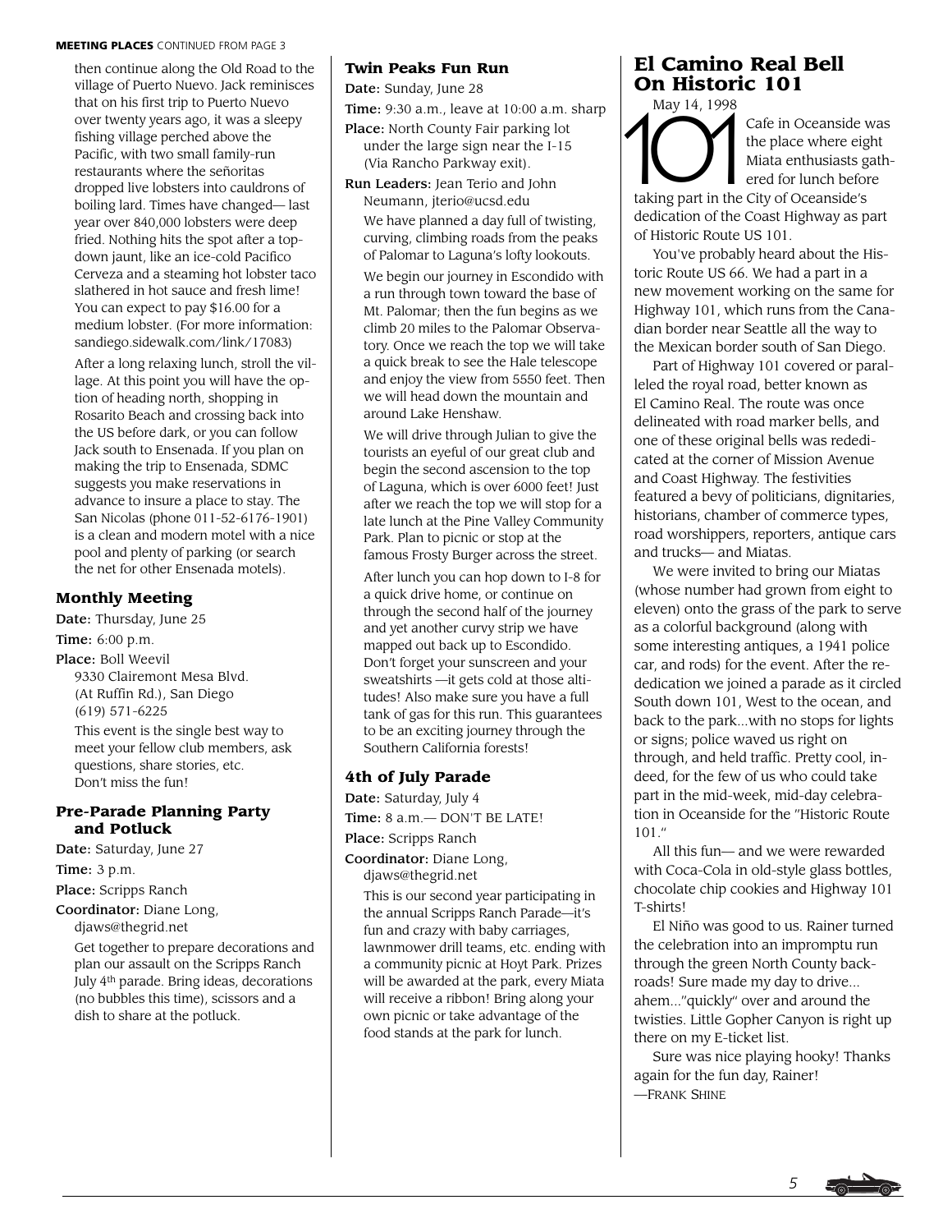**MEETING PLACES** CONTINUED FROM PAGE 3

then continue along the Old Road to the village of Puerto Nuevo. Jack reminisces that on his first trip to Puerto Nuevo over twenty years ago, it was a sleepy fishing village perched above the Pacific, with two small family-run restaurants where the señoritas dropped live lobsters into cauldrons of boiling lard. Times have changed— last year over 840,000 lobsters were deep fried. Nothing hits the spot after a top-down jaunt, like an ice-cold Pacifico Cerveza and a steaming hot lobster taco slathered in hot sauce and fresh lime! You can expect to pay $16.00 for a medium lobster. (For more information: sandiego.sidewalk.com/link/17083)

After a long relaxing lunch, stroll the village. At this point you will have the option of heading north, shopping in Rosarito Beach and crossing back into the US before dark, or you can follow Jack south to Ensenada. If you plan on making the trip to Ensenada, SDMC suggests you make reservations in advance to insure a place to stay. The San Nicolas (phone 011-52-6176-1901) is a clean and modern motel with a nice pool and plenty of parking (or search the net for other Ensenada motels).

### Monthly Meeting

**Date:** Thursday, June 25

**Time:** 6:00 p.m.

**Place:** Boll Weevil
9330 Clairemont Mesa Blvd.
(At Ruffin Rd.), San Diego
(619) 571-6225

This event is the single best way to meet your fellow club members, ask questions, share stories, etc. Don't miss the fun!

### Pre-Parade Planning Party and Potluck

**Date:** Saturday, June 27

**Time:** 3 p.m.

**Place:** Scripps Ranch

**Coordinator:** Diane Long, djaws@thegrid.net

Get together to prepare decorations and plan our assault on the Scripps Ranch July 4th parade. Bring ideas, decorations (no bubbles this time), scissors and a dish to share at the potluck.

### Twin Peaks Fun Run

**Date:** Sunday, June 28

**Time:** 9:30 a.m., leave at 10:00 a.m. sharp

**Place:** North County Fair parking lot under the large sign near the I-15 (Via Rancho Parkway exit).

**Run Leaders:** Jean Terio and John Neumann, jterio@ucsd.edu

We have planned a day full of twisting, curving, climbing roads from the peaks of Palomar to Laguna's lofty lookouts.

We begin our journey in Escondido with a run through town toward the base of Mt. Palomar; then the fun begins as we climb 20 miles to the Palomar Observatory. Once we reach the top we will take a quick break to see the Hale telescope and enjoy the view from 5550 feet. Then we will head down the mountain and around Lake Henshaw.

We will drive through Julian to give the tourists an eyeful of our great club and begin the second ascension to the top of Laguna, which is over 6000 feet! Just after we reach the top we will stop for a late lunch at the Pine Valley Community Park. Plan to picnic or stop at the famous Frosty Burger across the street.

After lunch you can hop down to I-8 for a quick drive home, or continue on through the second half of the journey and yet another curvy strip we have mapped out back up to Escondido. Don't forget your sunscreen and your sweatshirts —it gets cold at those altitudes! Also make sure you have a full tank of gas for this run. This guarantees to be an exciting journey through the Southern California forests!

### 4th of July Parade

**Date:** Saturday, July 4

**Time:** 8 a.m.— DON'T BE LATE!

**Place:** Scripps Ranch

**Coordinator:** Diane Long, djaws@thegrid.net

This is our second year participating in the annual Scripps Ranch Parade—it's fun and crazy with baby carriages, lawnmower drill teams, etc. ending with a community picnic at Hoyt Park. Prizes will be awarded at the park, every Miata will receive a ribbon! Bring along your own picnic or take advantage of the food stands at the park for lunch.

## El Camino Real Bell On Historic 101

May 14, 1998

101 Cafe in Oceanside was the place where eight Miata enthusiasts gathered for lunch before taking part in the City of Oceanside's dedication of the Coast Highway as part of Historic Route US 101.

You've probably heard about the Historic Route US 66. We had a part in a new movement working on the same for Highway 101, which runs from the Canadian border near Seattle all the way to the Mexican border south of San Diego.

Part of Highway 101 covered or paralleled the royal road, better known as El Camino Real. The route was once delineated with road marker bells, and one of these original bells was rededicated at the corner of Mission Avenue and Coast Highway. The festivities featured a bevy of politicians, dignitaries, historians, chamber of commerce types, road worshippers, reporters, antique cars and trucks— and Miatas.

We were invited to bring our Miatas (whose number had grown from eight to eleven) onto the grass of the park to serve as a colorful background (along with some interesting antiques, a 1941 police car, and rods) for the event. After the rededication we joined a parade as it circled South down 101, West to the ocean, and back to the park...with no stops for lights or signs; police waved us right on through, and held traffic. Pretty cool, indeed, for the few of us who could take part in the mid-week, mid-day celebration in Oceanside for the "Historic Route 101."

All this fun— and we were rewarded with Coca-Cola in old-style glass bottles, chocolate chip cookies and Highway 101 T-shirts!

El Niño was good to us. Rainer turned the celebration into an impromptu run through the green North County backroads! Sure made my day to drive... ahem..."quickly" over and around the twisties. Little Gopher Canyon is right up there on my E-ticket list.

Sure was nice playing hooky! Thanks again for the fun day, Rainer!
—FRANK SHINE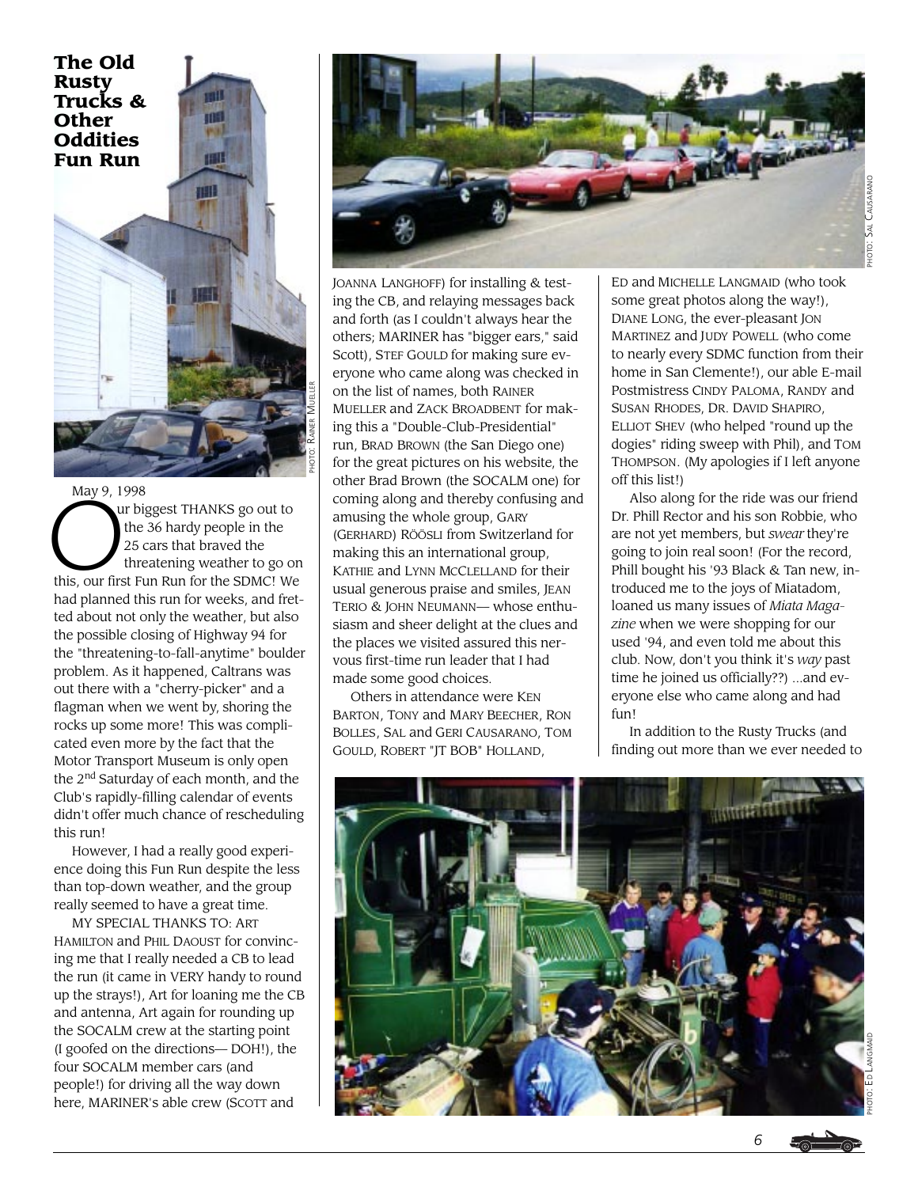# The Old Rusty Trucks & Other Oddities Fun Run

PHOTO: RAINER MUELLER

May 9, 1998

Our biggest THANKS go out to the 36 hardy people in the 25 cars that braved the threatening weather to go on this, our first Fun Run for the SDMC! We had planned this run for weeks, and fretted about not only the weather, but also the possible closing of Highway 94 for the "threatening-to-fall-anytime" boulder problem. As it happened, Caltrans was out there with a "cherry-picker" and a flagman when we went by, shoring the rocks up some more! This was complicated even more by the fact that the Motor Transport Museum is only open the 2nd Saturday of each month, and the Club's rapidly-filling calendar of events didn't offer much chance of rescheduling this run!

However, I had a really good experience doing this Fun Run despite the less than top-down weather, and the group really seemed to have a great time.

MY SPECIAL THANKS TO: ART HAMILTON and PHIL DAOUST for convincing me that I really needed a CB to lead the run (it came in VERY handy to round up the strays!), Art for loaning me the CB and antenna, Art again for rounding up the SOCALM crew at the starting point (I goofed on the directions— DOH!), the four SOCALM member cars (and people!) for driving all the way down here, MARINER's able crew (SCOTT and JOANNA LANGHOFF) for installing & testing the CB, and relaying messages back and forth (as I couldn't always hear the others; MARINER has "bigger ears," said Scott), STEF GOULD for making sure everyone who came along was checked in on the list of names, both RAINER MUELLER and ZACK BROADBENT for making this a "Double-Club-Presidential" run, BRAD BROWN (the San Diego one) for the great pictures on his website, the other Brad Brown (the SOCALM one) for coming along and thereby confusing and amusing the whole group, GARY (GERHARD) RÖÖSLI from Switzerland for making this an international group, KATHIE and LYNN MCCLELLAND for their usual generous praise and smiles, JEAN TERIO & JOHN NEUMANN— whose enthusiasm and sheer delight at the clues and the places we visited assured this nervous first-time run leader that I had made some good choices.

Others in attendance were KEN BARTON, TONY and MARY BEECHER, RON BOLLES, SAL and GERI CAUSARANO, TOM GOULD, ROBERT "JT BOB" HOLLAND, ED and MICHELLE LANGMAID (who took some great photos along the way!), DIANE LONG, the ever-pleasant JON MARTINEZ and JUDY POWELL (who come to nearly every SDMC function from their home in San Clemente!), our able E-mail Postmistress CINDY PALOMA, RANDY and SUSAN RHODES, DR. DAVID SHAPIRO, ELLIOT SHEV (who helped "round up the dogies" riding sweep with Phil), and TOM THOMPSON. (My apologies if I left anyone off this list!)

Also along for the ride was our friend Dr. Phill Rector and his son Robbie, who are not yet members, but *swear* they're going to join real soon! (For the record, Phill bought his '93 Black & Tan new, introduced me to the joys of Miatadom, loaned us many issues of *Miata Magazine* when we were shopping for our used '94, and even told me about this club. Now, don't you think it's *way* past time he joined us officially??) ...and everyone else who came along and had fun!

In addition to the Rusty Trucks (and finding out more than we ever needed to

PHOTO: SAL CAUSARANO

PHOTO: ED LANGMAID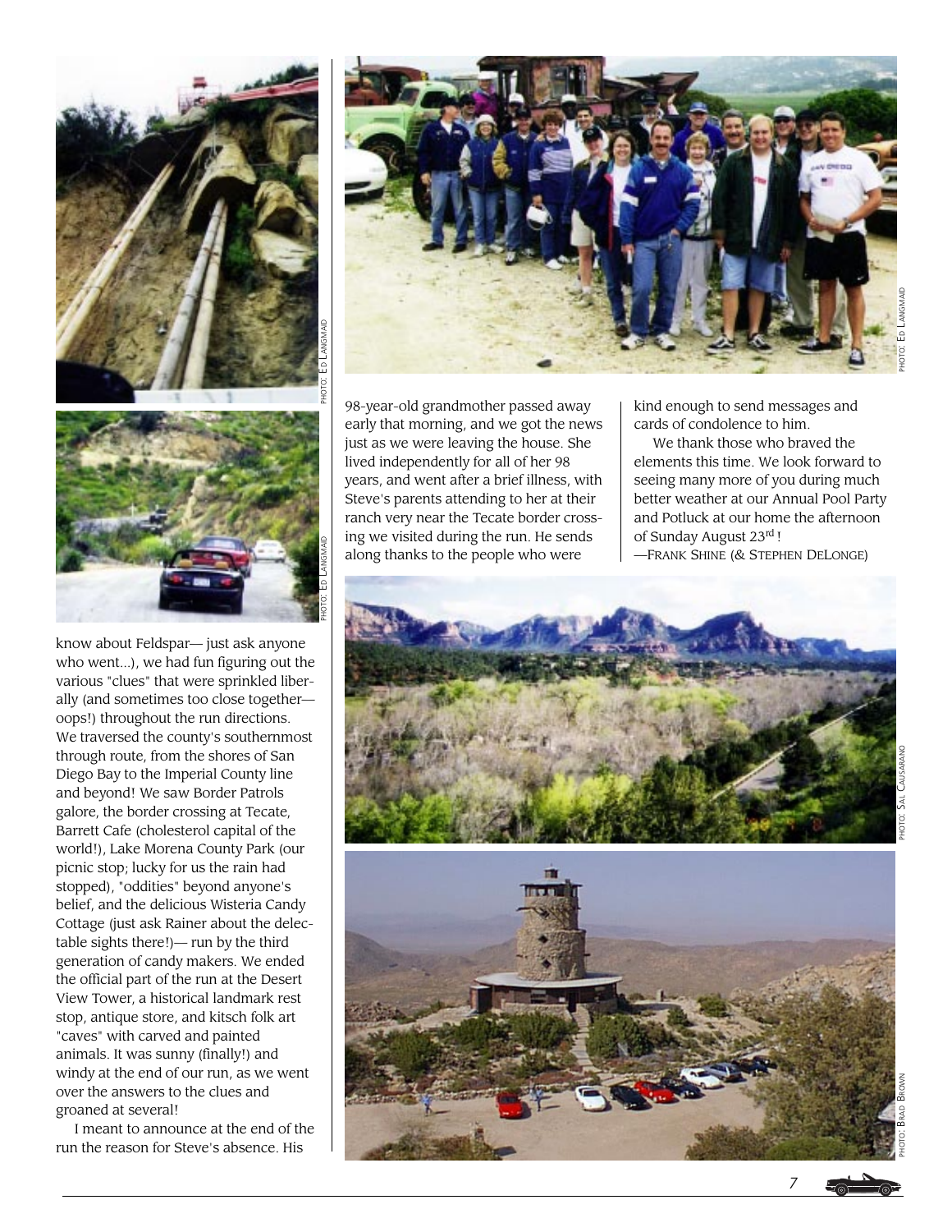PHOTO: ED LANGMAID

PHOTO: ED LANGMAID

PHOTO: ED LANGMAID

know about Feldspar— just ask anyone who went...), we had fun figuring out the various "clues" that were sprinkled liberally (and sometimes too close together— oops!) throughout the run directions. We traversed the county's southernmost through route, from the shores of San Diego Bay to the Imperial County line and beyond! We saw Border Patrols galore, the border crossing at Tecate, Barrett Cafe (cholesterol capital of the world!), Lake Morena County Park (our picnic stop; lucky for us the rain had stopped), "oddities" beyond anyone's belief, and the delicious Wisteria Candy Cottage (just ask Rainer about the delectable sights there!)— run by the third generation of candy makers. We ended the official part of the run at the Desert View Tower, a historical landmark rest stop, antique store, and kitsch folk art "caves" with carved and painted animals. It was sunny (finally!) and windy at the end of our run, as we went over the answers to the clues and groaned at several!

I meant to announce at the end of the run the reason for Steve's absence. His 98-year-old grandmother passed away early that morning, and we got the news just as we were leaving the house. She lived independently for all of her 98 years, and went after a brief illness, with Steve's parents attending to her at their ranch very near the Tecate border crossing we visited during the run. He sends along thanks to the people who were kind enough to send messages and cards of condolence to him.

We thank those who braved the elements this time. We look forward to seeing many more of you during much better weather at our Annual Pool Party and Potluck at our home the afternoon of Sunday August 23rd !

—FRANK SHINE (& STEPHEN DELONGE)

PHOTO: SAL CAUSARANO

PHOTO: BRAD BROWN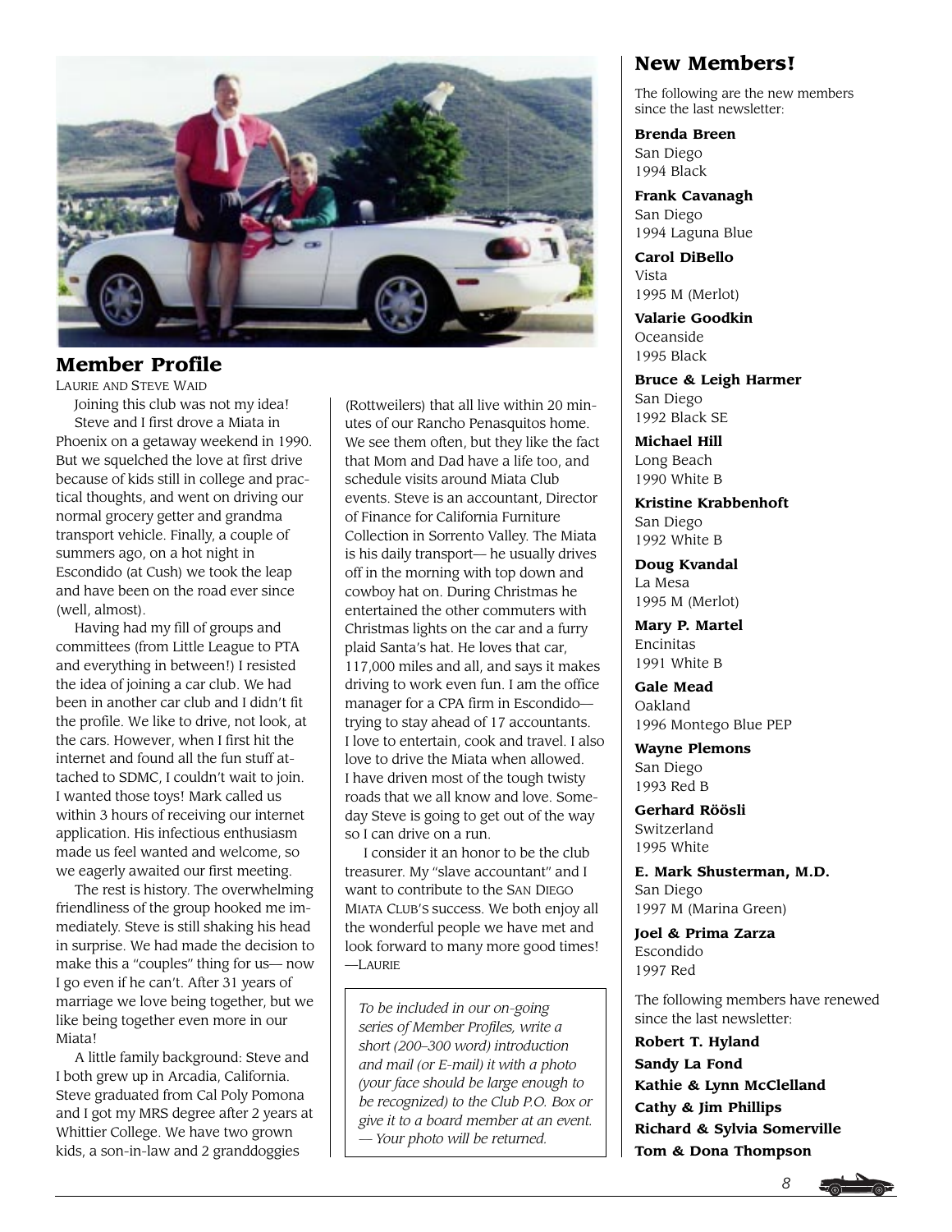## Member Profile

LAURIE AND STEVE WAID

Joining this club was not my idea!

Steve and I first drove a Miata in 1990. in Phoenix on a getaway weekend in 1990. But we squelched the love at first drive because of kids still in college and practical thoughts, and went on driving our normal grocery getter and grandma transport vehicle. Finally, a couple of summers ago, on a hot night in Escondido (at Cush) we took the leap and have been on the road ever since (well, almost).

Having had my fill of groups and committees (from Little League to PTA and everything in between!) I resisted the idea of joining a car club. We had been in another car club and I didn't fit the profile. We like to drive, not look, at the cars. However, when I first hit the internet and found all the fun stuff attached to SDMC, I couldn't wait to join. I wanted those toys! Mark called us within 3 hours of receiving our internet application. His infectious enthusiasm made us feel wanted and welcome, so we eagerly awaited our first meeting.

The rest is history. The overwhelming friendliness of the group hooked me immediately. Steve is still shaking his head in surprise. We had made the decision to make this a "couples" thing for us— now I go even if he can't. After 31 years of marriage we love being together, but we like being together even more in our Miata!

A little family background: Steve and I both grew up in Arcadia, California. Steve graduated from Cal Poly Pomona and I got my MRS degree after 2 years at Whittier College. We have two grown kids, a son-in-law and 2 granddoggies (Rottweilers) that all live within 20 minutes of our Rancho Penasquitos home. We see them often, but they like the fact that Mom and Dad have a life too, and schedule visits around Miata Club events. Steve is an accountant, Director of Finance for California Furniture Collection in Sorrento Valley. The Miata is his daily transport— he usually drives off in the morning with top down and cowboy hat on. During Christmas he entertained the other commuters with Christmas lights on the car and a furry plaid Santa's hat. He loves that car, 117,000 miles and all, and says it makes driving to work even fun. I am the office manager for a CPA firm in Escondido— trying to stay ahead of 17 accountants. I love to entertain, cook and travel. I also love to drive the Miata when allowed. I have driven most of the tough twisty roads that we all know and love. Someday Steve is going to get out of the way so I can drive on a run.

I consider it an honor to be the club treasurer. My "slave accountant" and I want to contribute to the SAN DIEGO MIATA CLUB'S success. We both enjoy all the wonderful people we have met and look forward to many more good times! —LAURIE

*To be included in our on-going series of Member Profiles, write a short (200–300 word) introduction and mail (or E-mail) it with a photo (your face should be large enough to be recognized) to the Club P.O. Box or give it to a board member at an event. — Your photo will be returned.*

## New Members!

The following are the new members since the last newsletter:

**Brenda Breen**
San Diego
1994 Black

**Frank Cavanagh**
San Diego
1994 Laguna Blue

**Carol DiBello**
Vista
1995 M (Merlot)

**Valarie Goodkin**
Oceanside
1995 Black

**Bruce & Leigh Harmer**
San Diego
1992 Black SE

**Michael Hill**
Long Beach
1990 White B

**Kristine Krabbenhoft**
San Diego
1992 White B

**Doug Kvandal**
La Mesa
1995 M (Merlot)

**Mary P. Martel**
Encinitas
1991 White B

**Gale Mead**
Oakland
1996 Montego Blue PEP

**Wayne Plemons**
San Diego
1993 Red B

**Gerhard Röösli**
Switzerland
1995 White

**E. Mark Shusterman, M.D.**
San Diego
1997 M (Marina Green)

**Joel & Prima Zarza**
Escondido
1997 Red

The following members have renewed since the last newsletter:

**Robert T. Hyland**
**Sandy La Fond**
**Kathie & Lynn McClelland**
**Cathy & Jim Phillips**
**Richard & Sylvia Somerville**
**Tom & Dona Thompson**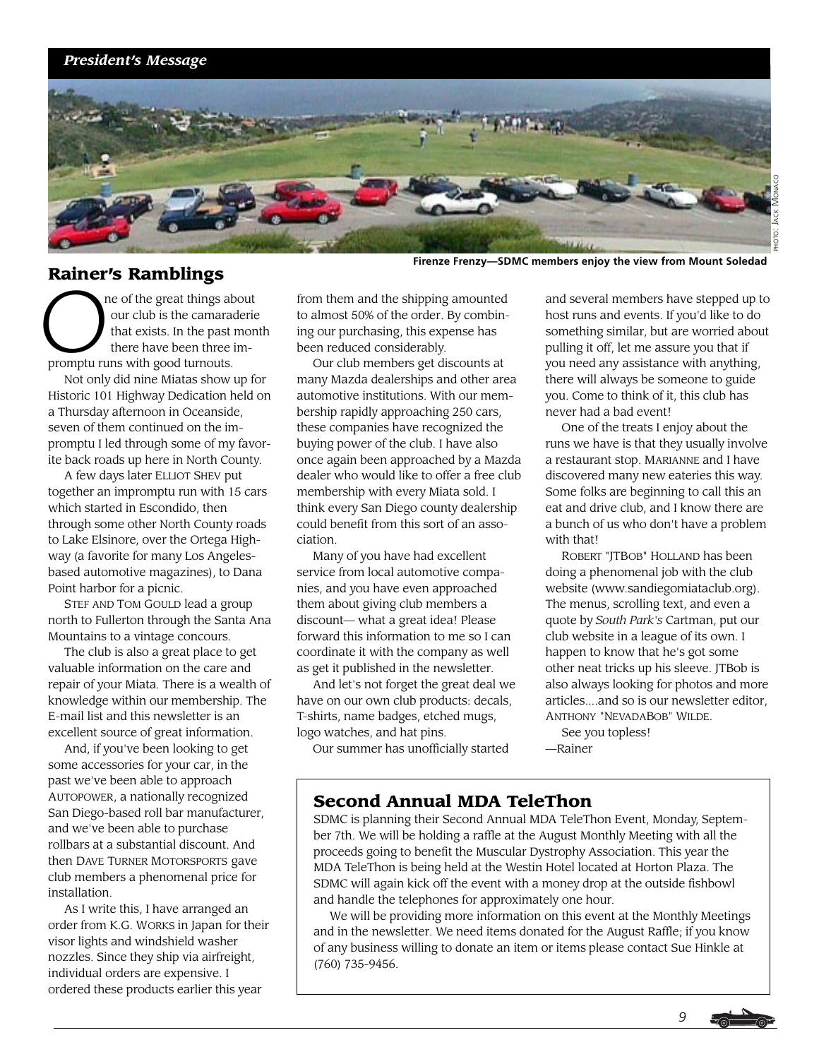*President's Message*

Firenze Frenzy—SDMC members enjoy the view from Mount Soledad

PHOTO: JACK MONACO

## Rainer's Ramblings

One of the great things about our club is the camaraderie that exists. In the past month there have been three impromptu runs with good turnouts.

Not only did nine Miatas show up for Historic 101 Highway Dedication held on a Thursday afternoon in Oceanside, seven of them continued on the impromptu I led through some of my favorite back roads up here in North County.

A few days later ELLIOT SHEV put together an impromptu run with 15 cars which started in Escondido, then through some other North County roads to Lake Elsinore, over the Ortega Highway (a favorite for many Los Angeles-based automotive magazines), to Dana Point harbor for a picnic.

STEF AND TOM GOULD lead a group north to Fullerton through the Santa Ana Mountains to a vintage concours.

The club is also a great place to get valuable information on the care and repair of your Miata. There is a wealth of knowledge within our membership. The E-mail list and this newsletter is an excellent source of great information.

And, if you've been looking to get some accessories for your car, in the past we've been able to approach AUTOPOWER, a nationally recognized San Diego-based roll bar manufacturer, and we've been able to purchase rollbars at a substantial discount. And then DAVE TURNER MOTORSPORTS gave club members a phenomenal price for installation.

As I write this, I have arranged an order from K.G. WORKS in Japan for their visor lights and windshield washer nozzles. Since they ship via airfreight, individual orders are expensive. I ordered these products earlier this year from them and the shipping amounted to almost 50% of the order. By combining our purchasing, this expense has been reduced considerably.

Our club members get discounts at many Mazda dealerships and other area automotive institutions. With our membership rapidly approaching 250 cars, these companies have recognized the buying power of the club. I have also once again been approached by a Mazda dealer who would like to offer a free club membership with every Miata sold. I think every San Diego county dealership could benefit from this sort of an association.

Many of you have had excellent service from local automotive companies, and you have even approached them about giving club members a discount— what a great idea! Please forward this information to me so I can coordinate it with the company as well as get it published in the newsletter.

And let's not forget the great deal we have on our own club products: decals, T-shirts, name badges, etched mugs, logo watches, and hat pins.

Our summer has unofficially started and several members have stepped up to host runs and events. If you'd like to do something similar, but are worried about pulling it off, let me assure you that if you need any assistance with anything, there will always be someone to guide you. Come to think of it, this club has never had a bad event!

One of the treats I enjoy about the runs we have is that they usually involve a restaurant stop. MARIANNE and I have discovered many new eateries this way. Some folks are beginning to call this an eat and drive club, and I know there are a bunch of us who don't have a problem with that!

ROBERT "JTBOB" HOLLAND has been doing a phenomenal job with the club website (www.sandiegomiataclub.org). The menus, scrolling text, and even a quote by *South Park's* Cartman, put our club website in a league of its own. I happen to know that he's got some other neat tricks up his sleeve. JTBob is also always looking for photos and more articles....and so is our newsletter editor, ANTHONY "NEVADABOB" WILDE.

See you topless!

—Rainer

## Second Annual MDA TeleThon

SDMC is planning their Second Annual MDA TeleThon Event, Monday, September 7th. We will be holding a raffle at the August Monthly Meeting with all the proceeds going to benefit the Muscular Dystrophy Association. This year the MDA TeleThon is being held at the Westin Hotel located at Horton Plaza. The SDMC will again kick off the event with a money drop at the outside fishbowl and handle the telephones for approximately one hour.

We will be providing more information on this event at the Monthly Meetings and in the newsletter. We need items donated for the August Raffle; if you know of any business willing to donate an item or items please contact Sue Hinkle at (760) 735-9456.